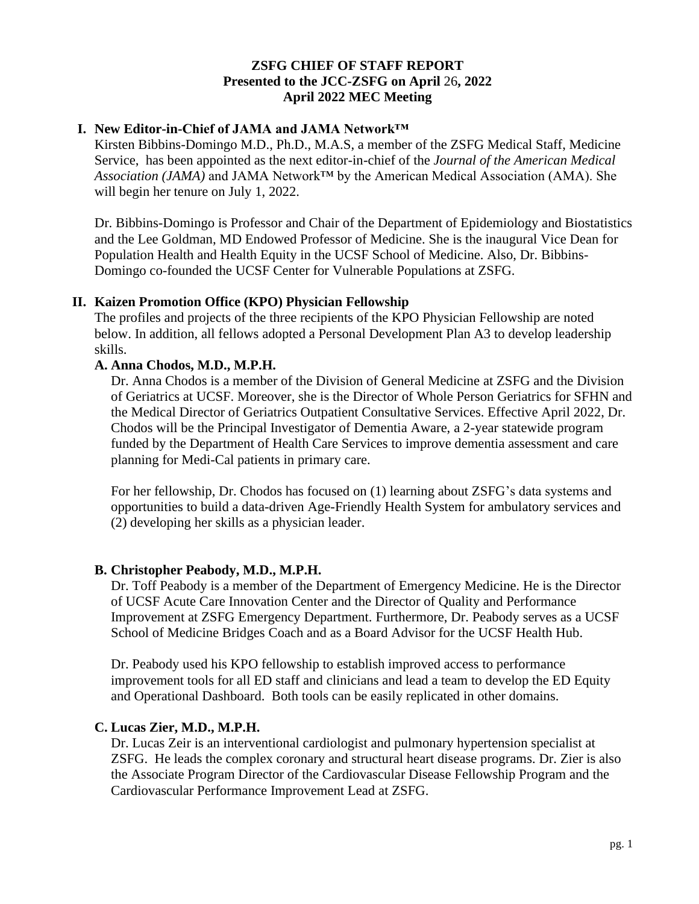# ZSFG CHIEF OF STAFF REPORT
**Presented to the JCC-ZSFG on April 26, 2022**
**April 2022 MEC Meeting**

## I. New Editor-in-Chief of JAMA and JAMA Network™

Kirsten Bibbins-Domingo M.D., Ph.D., M.A.S, a member of the ZSFG Medical Staff, Medicine Service, has been appointed as the next editor-in-chief of the *Journal of the American Medical Association (JAMA)* and JAMA Network™ by the American Medical Association (AMA). She will begin her tenure on July 1, 2022.

Dr. Bibbins-Domingo is Professor and Chair of the Department of Epidemiology and Biostatistics and the Lee Goldman, MD Endowed Professor of Medicine. She is the inaugural Vice Dean for Population Health and Health Equity in the UCSF School of Medicine. Also, Dr. Bibbins-Domingo co-founded the UCSF Center for Vulnerable Populations at ZSFG.

## II. Kaizen Promotion Office (KPO) Physician Fellowship

The profiles and projects of the three recipients of the KPO Physician Fellowship are noted below. In addition, all fellows adopted a Personal Development Plan A3 to develop leadership skills.

### A. Anna Chodos, M.D., M.P.H.

Dr. Anna Chodos is a member of the Division of General Medicine at ZSFG and the Division of Geriatrics at UCSF. Moreover, she is the Director of Whole Person Geriatrics for SFHN and the Medical Director of Geriatrics Outpatient Consultative Services. Effective April 2022, Dr. Chodos will be the Principal Investigator of Dementia Aware, a 2-year statewide program funded by the Department of Health Care Services to improve dementia assessment and care planning for Medi-Cal patients in primary care.

For her fellowship, Dr. Chodos has focused on (1) learning about ZSFG's data systems and opportunities to build a data-driven Age-Friendly Health System for ambulatory services and (2) developing her skills as a physician leader.

### B. Christopher Peabody, M.D., M.P.H.

Dr. Toff Peabody is a member of the Department of Emergency Medicine. He is the Director of UCSF Acute Care Innovation Center and the Director of Quality and Performance Improvement at ZSFG Emergency Department. Furthermore, Dr. Peabody serves as a UCSF School of Medicine Bridges Coach and as a Board Advisor for the UCSF Health Hub.

Dr. Peabody used his KPO fellowship to establish improved access to performance improvement tools for all ED staff and clinicians and lead a team to develop the ED Equity and Operational Dashboard. Both tools can be easily replicated in other domains.

### C. Lucas Zier, M.D., M.P.H.

Dr. Lucas Zeir is an interventional cardiologist and pulmonary hypertension specialist at ZSFG. He leads the complex coronary and structural heart disease programs. Dr. Zier is also the Associate Program Director of the Cardiovascular Disease Fellowship Program and the Cardiovascular Performance Improvement Lead at ZSFG.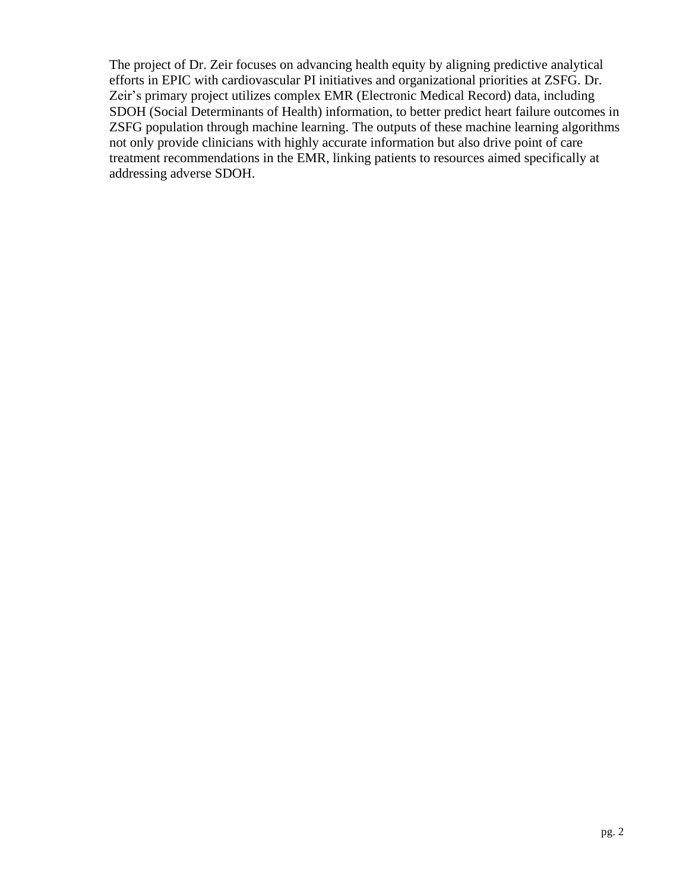The project of Dr. Zeir focuses on advancing health equity by aligning predictive analytical efforts in EPIC with cardiovascular PI initiatives and organizational priorities at ZSFG. Dr. Zeir's primary project utilizes complex EMR (Electronic Medical Record) data, including SDOH (Social Determinants of Health) information, to better predict heart failure outcomes in ZSFG population through machine learning. The outputs of these machine learning algorithms not only provide clinicians with highly accurate information but also drive point of care treatment recommendations in the EMR, linking patients to resources aimed specifically at addressing adverse SDOH.